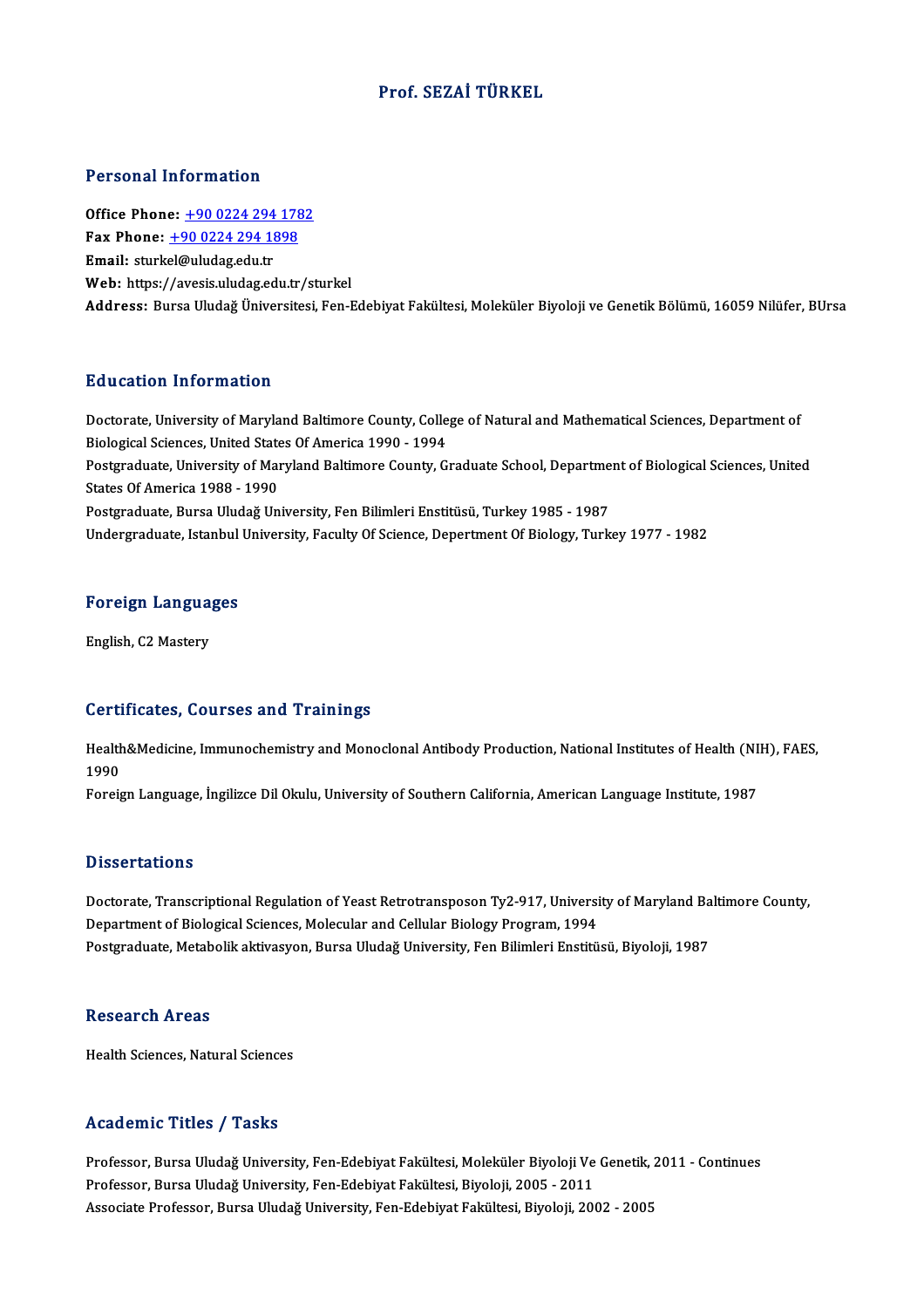# Prof. SEZAİ TÜRKEL

## Personal Information

**Office Phone:** +90 0224 294 1782
**Fax Phone:** +90 0224 294 1898
**Email:** sturkel@uludag.edu.tr
**Web:** https://avesis.uludag.edu.tr/sturkel
**Address:** Bursa Uludağ Üniversitesi, Fen-Edebiyat Fakültesi, Moleküler Biyoloji ve Genetik Bölümü, 16059 Nilüfer, BUrsa

## Education Information

Doctorate, University of Maryland Baltimore County, College of Natural and Mathematical Sciences, Department of Biological Sciences, United States Of America 1990 - 1994
Postgraduate, University of Maryland Baltimore County, Graduate School, Department of Biological Sciences, United States Of America 1988 - 1990
Postgraduate, Bursa Uludağ University, Fen Bilimleri Enstitüsü, Turkey 1985 - 1987
Undergraduate, Istanbul University, Faculty Of Science, Depertment Of Biology, Turkey 1977 - 1982

## Foreign Languages

English, C2 Mastery

## Certificates, Courses and Trainings

Health&Medicine, Immunochemistry and Monoclonal Antibody Production, National Institutes of Health (NIH), FAES, 1990
Foreign Language, İngilizce Dil Okulu, University of Southern California, American Language Institute, 1987

## Dissertations

Doctorate, Transcriptional Regulation of Yeast Retrotransposon Ty2-917, University of Maryland Baltimore County, Department of Biological Sciences, Molecular and Cellular Biology Program, 1994
Postgraduate, Metabolik aktivasyon, Bursa Uludağ University, Fen Bilimleri Enstitüsü, Biyoloji, 1987

## Research Areas

Health Sciences, Natural Sciences

## Academic Titles / Tasks

Professor, Bursa Uludağ University, Fen-Edebiyat Fakültesi, Moleküler Biyoloji Ve Genetik, 2011 - Continues
Professor, Bursa Uludağ University, Fen-Edebiyat Fakültesi, Biyoloji, 2005 - 2011
Associate Professor, Bursa Uludağ University, Fen-Edebiyat Fakültesi, Biyoloji, 2002 - 2005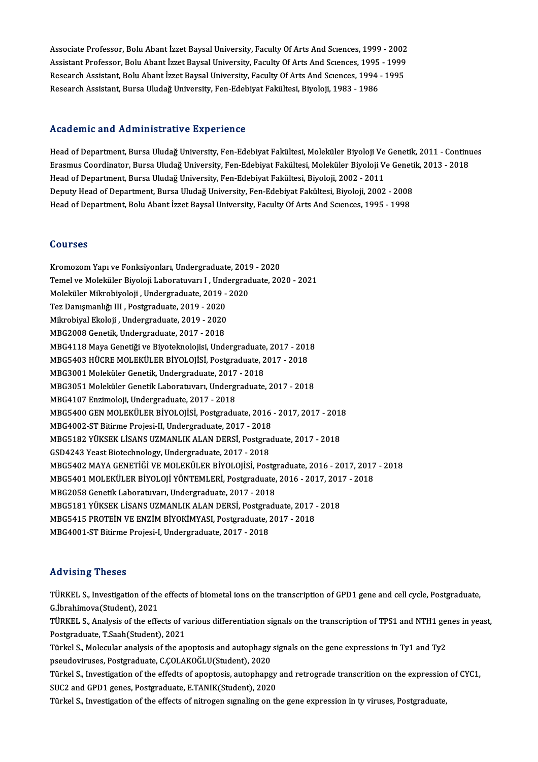Associate Professor, Bolu Abant İzzet Baysal University, Faculty Of Arts And Scıences, 1999 - 2002
Assistant Professor, Bolu Abant İzzet Baysal University, Faculty Of Arts And Scıences, 1995 - 1999
Research Assistant, Bolu Abant İzzet Baysal University, Faculty Of Arts And Scıences, 1994 - 1995
Research Assistant, Bursa Uludağ University, Fen-Edebiyat Fakültesi, Biyoloji, 1983 - 1986

## Academic and Administrative Experience

Head of Department, Bursa Uludağ University, Fen-Edebiyat Fakültesi, Moleküler Biyoloji Ve Genetik, 2011 - Continues
Erasmus Coordinator, Bursa Uludağ University, Fen-Edebiyat Fakültesi, Moleküler Biyoloji Ve Genetik, 2013 - 2018
Head of Department, Bursa Uludağ University, Fen-Edebiyat Fakültesi, Biyoloji, 2002 - 2011
Deputy Head of Department, Bursa Uludağ University, Fen-Edebiyat Fakültesi, Biyoloji, 2002 - 2008
Head of Department, Bolu Abant İzzet Baysal University, Faculty Of Arts And Scıences, 1995 - 1998

## Courses

Kromozom Yapı ve Fonksiyonları, Undergraduate, 2019 - 2020
Temel ve Moleküler Biyoloji Laboratuvarı I , Undergraduate, 2020 - 2021
Moleküler Mikrobiyoloji , Undergraduate, 2019 - 2020
Tez Danışmanlığı III , Postgraduate, 2019 - 2020
Mikrobiyal Ekoloji , Undergraduate, 2019 - 2020
MBG2008 Genetik, Undergraduate, 2017 - 2018
MBG4118 Maya Genetiği ve Biyoteknolojisi, Undergraduate, 2017 - 2018
MBG5403 HÜCRE MOLEKÜLER BİYOLOJİSİ, Postgraduate, 2017 - 2018
MBG3001 Moleküler Genetik, Undergraduate, 2017 - 2018
MBG3051 Moleküler Genetik Laboratuvarı, Undergraduate, 2017 - 2018
MBG4107 Enzimoloji, Undergraduate, 2017 - 2018
MBG5400 GEN MOLEKÜLER BİYOLOJİSİ, Postgraduate, 2016 - 2017, 2017 - 2018
MBG4002-ST Bitirme Projesi-II, Undergraduate, 2017 - 2018
MBG5182 YÜKSEK LİSANS UZMANLIK ALAN DERSİ, Postgraduate, 2017 - 2018
GSD4243 Yeast Biotechnology, Undergraduate, 2017 - 2018
MBG5402 MAYA GENETİĞİ VE MOLEKÜLER BİYOLOJİSİ, Postgraduate, 2016 - 2017, 2017 - 2018
MBG5401 MOLEKÜLER BİYOLOJİ YÖNTEMLERİ, Postgraduate, 2016 - 2017, 2017 - 2018
MBG2058 Genetik Laboratuvarı, Undergraduate, 2017 - 2018
MBG5181 YÜKSEK LİSANS UZMANLIK ALAN DERSİ, Postgraduate, 2017 - 2018
MBG5415 PROTEİN VE ENZİM BİYOKİMYASI, Postgraduate, 2017 - 2018
MBG4001-ST Bitirme Projesi-I, Undergraduate, 2017 - 2018

## Advising Theses

TÜRKEL S., Investigation of the effects of biometal ions on the transcription of GPD1 gene and cell cycle, Postgraduate, G.İbrahimova(Student), 2021
TÜRKEL S., Analysis of the effects of various differentiation signals on the transcription of TPS1 and NTH1 genes in yeast, Postgraduate, T.Saah(Student), 2021
Türkel S., Molecular analysis of the apoptosis and autophagy signals on the gene expressions in Ty1 and Ty2 pseudoviruses, Postgraduate, C.ÇOLAKOĞLU(Student), 2020
Türkel S., Investigation of the effedts of apoptosis, autophapgy and retrograde transcrition on the expression of CYC1, SUC2 and GPD1 genes, Postgraduate, E.TANIK(Student), 2020
Türkel S., Investigation of the effects of nitrogen sıgnaling on the gene expression in ty viruses, Postgraduate,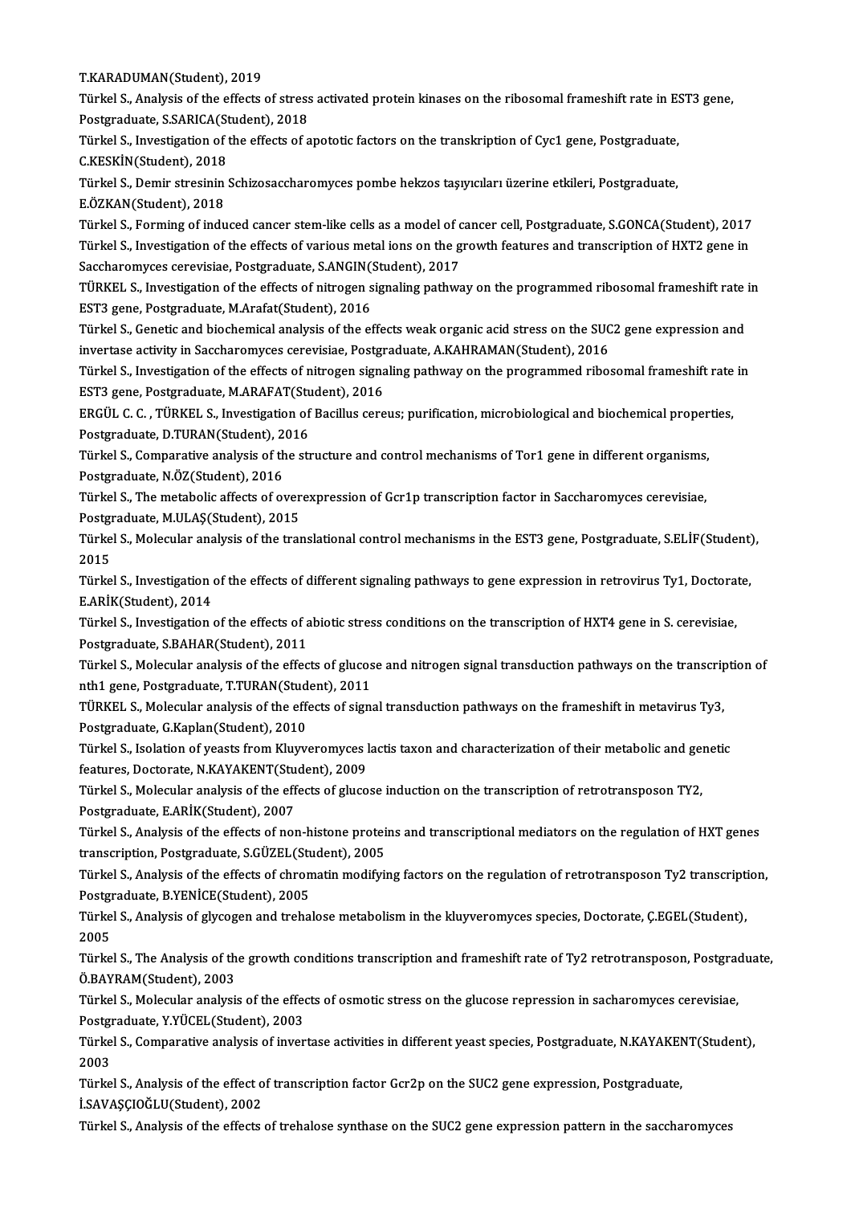T.KARADUMAN(Student), 2019

Türkel S., Analysis of the effects of stress activated protein kinases on the ribosomal frameshift rate in EST3 gene, Postgraduate, S.SARICA(Student), 2018

Türkel S., Investigation of the effects of apototic factors on the transkription of Cyc1 gene, Postgraduate, C.KESKİN(Student), 2018

Türkel S., Demir stresinin Schizosaccharomyces pombe hekzos taşıyıcıları üzerine etkileri, Postgraduate, E.ÖZKAN(Student), 2018

Türkel S., Forming of induced cancer stem-like cells as a model of cancer cell, Postgraduate, S.GONCA(Student), 2017

Türkel S., Investigation of the effects of various metal ions on the growth features and transcription of HXT2 gene in Saccharomyces cerevisiae, Postgraduate, S.ANGIN(Student), 2017

TÜRKEL S., Investigation of the effects of nitrogen signaling pathway on the programmed ribosomal frameshift rate in EST3 gene, Postgraduate, M.Arafat(Student), 2016

Türkel S., Genetic and biochemical analysis of the effects weak organic acid stress on the SUC2 gene expression and invertase activity in Saccharomyces cerevisiae, Postgraduate, A.KAHRAMAN(Student), 2016

Türkel S., Investigation of the effects of nitrogen signaling pathway on the programmed ribosomal frameshift rate in EST3 gene, Postgraduate, M.ARAFAT(Student), 2016

ERGÜL C. C. , TÜRKEL S., Investigation of Bacillus cereus; purification, microbiological and biochemical properties, Postgraduate, D.TURAN(Student), 2016

Türkel S., Comparative analysis of the structure and control mechanisms of Tor1 gene in different organisms, Postgraduate, N.ÖZ(Student), 2016

Türkel S., The metabolic affects of overexpression of Gcr1p transcription factor in Saccharomyces cerevisiae, Postgraduate, M.ULAŞ(Student), 2015

Türkel S., Molecular analysis of the translational control mechanisms in the EST3 gene, Postgraduate, S.ELİF(Student), 2015

Türkel S., Investigation of the effects of different signaling pathways to gene expression in retrovirus Ty1, Doctorate, E.ARİK(Student), 2014

Türkel S., Investigation of the effects of abiotic stress conditions on the transcription of HXT4 gene in S. cerevisiae, Postgraduate, S.BAHAR(Student), 2011

Türkel S., Molecular analysis of the effects of glucose and nitrogen signal transduction pathways on the transcription of nth1 gene, Postgraduate, T.TURAN(Student), 2011

TÜRKEL S., Molecular analysis of the effects of signal transduction pathways on the frameshift in metavirus Ty3, Postgraduate, G.Kaplan(Student), 2010

Türkel S., Isolation of yeasts from Kluyveromyces lactis taxon and characterization of their metabolic and genetic features, Doctorate, N.KAYAKENT(Student), 2009

Türkel S., Molecular analysis of the effects of glucose induction on the transcription of retrotransposon TY2, Postgraduate, E.ARİK(Student), 2007

Türkel S., Analysis of the effects of non-histone proteins and transcriptional mediators on the regulation of HXT genes transcription, Postgraduate, S.GÜZEL(Student), 2005

Türkel S., Analysis of the effects of chromatin modifying factors on the regulation of retrotransposon Ty2 transcription, Postgraduate, B.YENİCE(Student), 2005

Türkel S., Analysis of glycogen and trehalose metabolism in the kluyveromyces species, Doctorate, Ç.EGEL(Student), 2005

Türkel S., The Analysis of the growth conditions transcription and frameshift rate of Ty2 retrotransposon, Postgraduate, Ö.BAYRAM(Student), 2003

Türkel S., Molecular analysis of the effects of osmotic stress on the glucose repression in sacharomyces cerevisiae, Postgraduate, Y.YÜCEL(Student), 2003

Türkel S., Comparative analysis of invertase activities in different yeast species, Postgraduate, N.KAYAKENT(Student), 2003

Türkel S., Analysis of the effect of transcription factor Gcr2p on the SUC2 gene expression, Postgraduate, İ.SAVAŞÇIOĞLU(Student), 2002

Türkel S., Analysis of the effects of trehalose synthase on the SUC2 gene expression pattern in the saccharomyces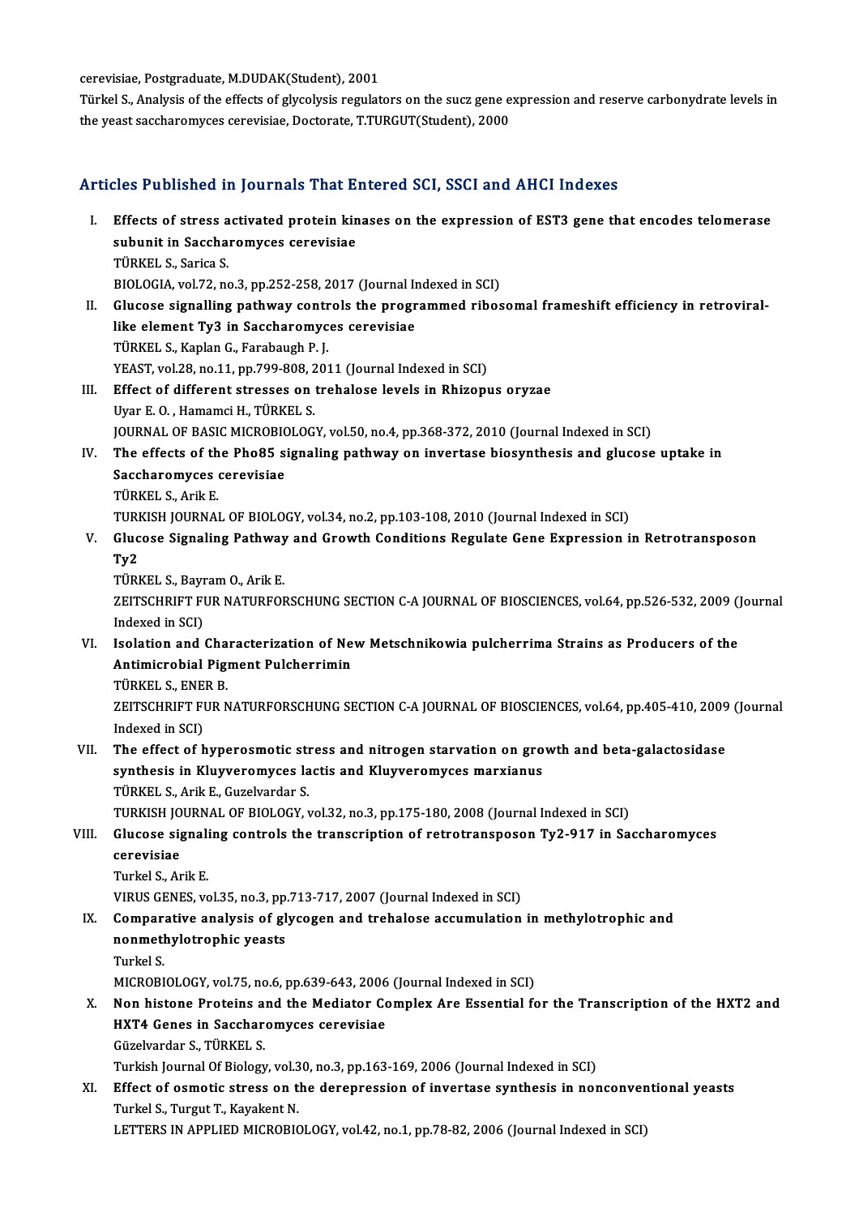cerevisiae, Postgraduate, M.DUDAK(Student), 2001

Türkel S., Analysis of the effects of glycolysis regulators on the sucz gene expression and reserve carbonydrate levels in the yeast saccharomyces cerevisiae, Doctorate, T.TURGUT(Student), 2000

## Articles Published in Journals That Entered SCI, SSCI and AHCI Indexes

I. **Effects of stress activated protein kinases on the expression of EST3 gene that encodes telomerase subunit in Saccharomyces cerevisiae**
TÜRKEL S., Sarica S.
BIOLOGIA, vol.72, no.3, pp.252-258, 2017 (Journal Indexed in SCI)

II. **Glucose signalling pathway controls the programmed ribosomal frameshift efficiency in retroviral-like element Ty3 in Saccharomyces cerevisiae**
TÜRKEL S., Kaplan G., Farabaugh P. J.
YEAST, vol.28, no.11, pp.799-808, 2011 (Journal Indexed in SCI)

III. **Effect of different stresses on trehalose levels in Rhizopus oryzae**
Uyar E. O. , Hamamci H., TÜRKEL S.
JOURNAL OF BASIC MICROBIOLOGY, vol.50, no.4, pp.368-372, 2010 (Journal Indexed in SCI)

IV. **The effects of the Pho85 signaling pathway on invertase biosynthesis and glucose uptake in Saccharomyces cerevisiae**
TÜRKEL S., Arik E.
TURKISH JOURNAL OF BIOLOGY, vol.34, no.2, pp.103-108, 2010 (Journal Indexed in SCI)

V. **Glucose Signaling Pathway and Growth Conditions Regulate Gene Expression in Retrotransposon Ty2**
TÜRKEL S., Bayram O., Arik E.
ZEITSCHRIFT FUR NATURFORSCHUNG SECTION C-A JOURNAL OF BIOSCIENCES, vol.64, pp.526-532, 2009 (Journal Indexed in SCI)

VI. **Isolation and Characterization of New Metschnikowia pulcherrima Strains as Producers of the Antimicrobial Pigment Pulcherrimin**
TÜRKEL S., ENER B.
ZEITSCHRIFT FUR NATURFORSCHUNG SECTION C-A JOURNAL OF BIOSCIENCES, vol.64, pp.405-410, 2009 (Journal Indexed in SCI)

VII. **The effect of hyperosmotic stress and nitrogen starvation on growth and beta-galactosidase synthesis in Kluyveromyces lactis and Kluyveromyces marxianus**
TÜRKEL S., Arik E., Guzelvardar S.
TURKISH JOURNAL OF BIOLOGY, vol.32, no.3, pp.175-180, 2008 (Journal Indexed in SCI)

VIII. **Glucose signaling controls the transcription of retrotransposon Ty2-917 in Saccharomyces cerevisiae**
Turkel S., Arik E.
VIRUS GENES, vol.35, no.3, pp.713-717, 2007 (Journal Indexed in SCI)

IX. **Comparative analysis of glycogen and trehalose accumulation in methylotrophic and nonmethylotrophic yeasts**
Turkel S.
MICROBIOLOGY, vol.75, no.6, pp.639-643, 2006 (Journal Indexed in SCI)

X. **Non histone Proteins and the Mediator Complex Are Essential for the Transcription of the HXT2 and HXT4 Genes in Saccharomyces cerevisiae**
Güzelvardar S., TÜRKEL S.
Turkish Journal Of Biology, vol.30, no.3, pp.163-169, 2006 (Journal Indexed in SCI)

XI. **Effect of osmotic stress on the derepression of invertase synthesis in nonconventional yeasts**
Turkel S., Turgut T., Kayakent N.
LETTERS IN APPLIED MICROBIOLOGY, vol.42, no.1, pp.78-82, 2006 (Journal Indexed in SCI)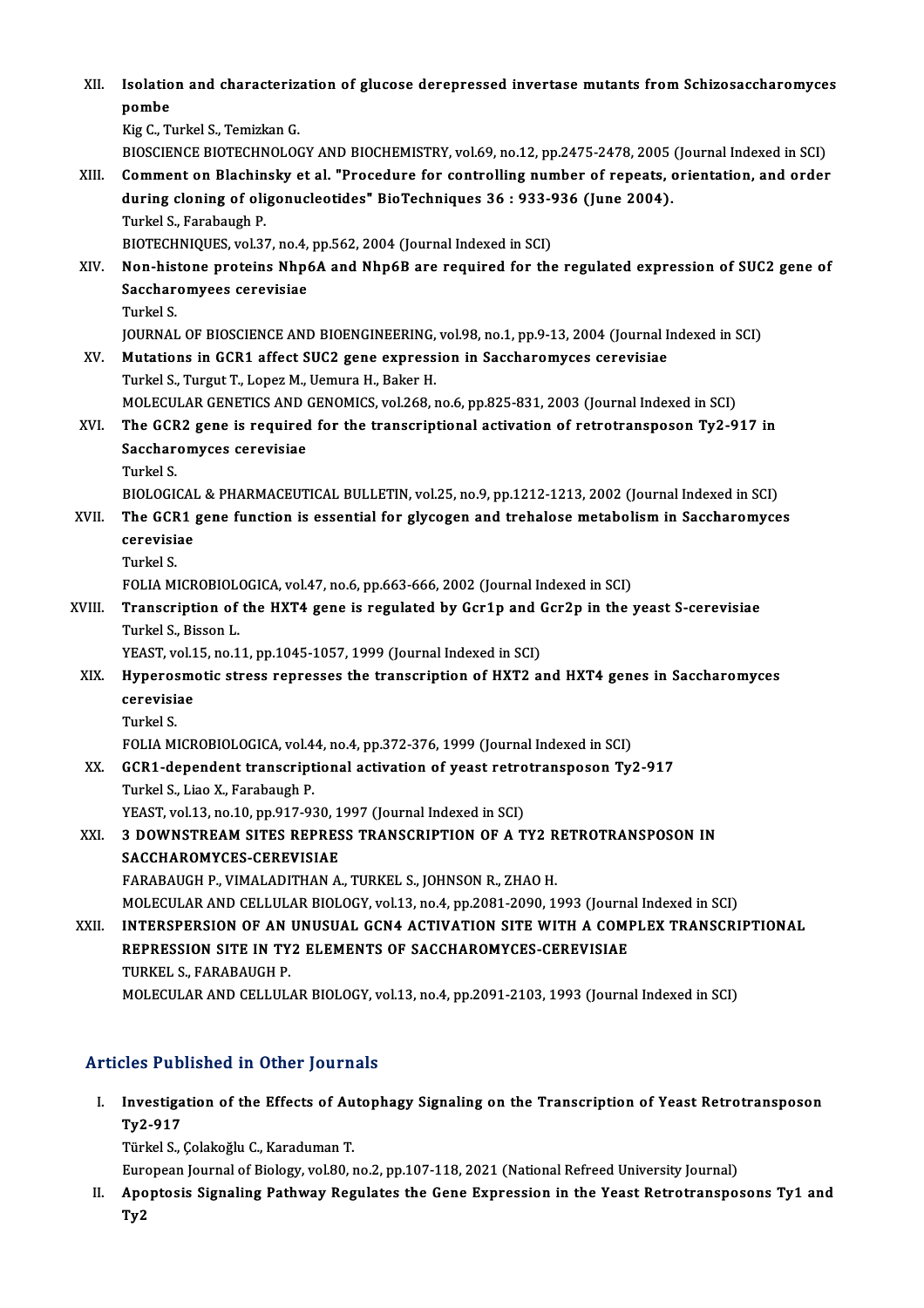XII. **Isolation and characterization of glucose derepressed invertase mutants from Schizosaccharomyces pombe**
Kig C., Turkel S., Temizkan G.
BIOSCIENCE BIOTECHNOLOGY AND BIOCHEMISTRY, vol.69, no.12, pp.2475-2478, 2005 (Journal Indexed in SCI)

XIII. **Comment on Blachinsky et al. "Procedure for controlling number of repeats, orientation, and order during cloning of oligonucleotides" BioTechniques 36 : 933-936 (June 2004).**
Turkel S., Farabaugh P.
BIOTECHNIQUES, vol.37, no.4, pp.562, 2004 (Journal Indexed in SCI)

XIV. **Non-histone proteins Nhp6A and Nhp6B are required for the regulated expression of SUC2 gene of Saccharomyees cerevisiae**
Turkel S.
JOURNAL OF BIOSCIENCE AND BIOENGINEERING, vol.98, no.1, pp.9-13, 2004 (Journal Indexed in SCI)

XV. **Mutations in GCR1 affect SUC2 gene expression in Saccharomyces cerevisiae**
Turkel S., Turgut T., Lopez M., Uemura H., Baker H.
MOLECULAR GENETICS AND GENOMICS, vol.268, no.6, pp.825-831, 2003 (Journal Indexed in SCI)

XVI. **The GCR2 gene is required for the transcriptional activation of retrotransposon Ty2-917 in Saccharomyces cerevisiae**
Turkel S.
BIOLOGICAL & PHARMACEUTICAL BULLETIN, vol.25, no.9, pp.1212-1213, 2002 (Journal Indexed in SCI)

XVII. **The GCR1 gene function is essential for glycogen and trehalose metabolism in Saccharomyces cerevisiae**
Turkel S.
FOLIA MICROBIOLOGICA, vol.47, no.6, pp.663-666, 2002 (Journal Indexed in SCI)

XVIII. **Transcription of the HXT4 gene is regulated by Gcr1p and Gcr2p in the yeast S-cerevisiae**
Turkel S., Bisson L.
YEAST, vol.15, no.11, pp.1045-1057, 1999 (Journal Indexed in SCI)

XIX. **Hyperosmotic stress represses the transcription of HXT2 and HXT4 genes in Saccharomyces cerevisiae**
Turkel S.
FOLIA MICROBIOLOGICA, vol.44, no.4, pp.372-376, 1999 (Journal Indexed in SCI)

XX. **GCR1-dependent transcriptional activation of yeast retrotransposon Ty2-917**
Turkel S., Liao X., Farabaugh P.
YEAST, vol.13, no.10, pp.917-930, 1997 (Journal Indexed in SCI)

XXI. **3 DOWNSTREAM SITES REPRESS TRANSCRIPTION OF A TY2 RETROTRANSPOSON IN SACCHAROMYCES-CEREVISIAE**
FARABAUGH P., VIMALADITHAN A., TURKEL S., JOHNSON R., ZHAO H.
MOLECULAR AND CELLULAR BIOLOGY, vol.13, no.4, pp.2081-2090, 1993 (Journal Indexed in SCI)

XXII. **INTERSPERSION OF AN UNUSUAL GCN4 ACTIVATION SITE WITH A COMPLEX TRANSCRIPTIONAL REPRESSION SITE IN TY2 ELEMENTS OF SACCHAROMYCES-CEREVISIAE**
TURKEL S., FARABAUGH P.
MOLECULAR AND CELLULAR BIOLOGY, vol.13, no.4, pp.2091-2103, 1993 (Journal Indexed in SCI)

## Articles Published in Other Journals

I. **Investigation of the Effects of Autophagy Signaling on the Transcription of Yeast Retrotransposon Ty2-917**
Türkel S., Çolakoğlu C., Karaduman T.
European Journal of Biology, vol.80, no.2, pp.107-118, 2021 (National Refreed University Journal)

II. **Apoptosis Signaling Pathway Regulates the Gene Expression in the Yeast Retrotransposons Ty1 and Ty2**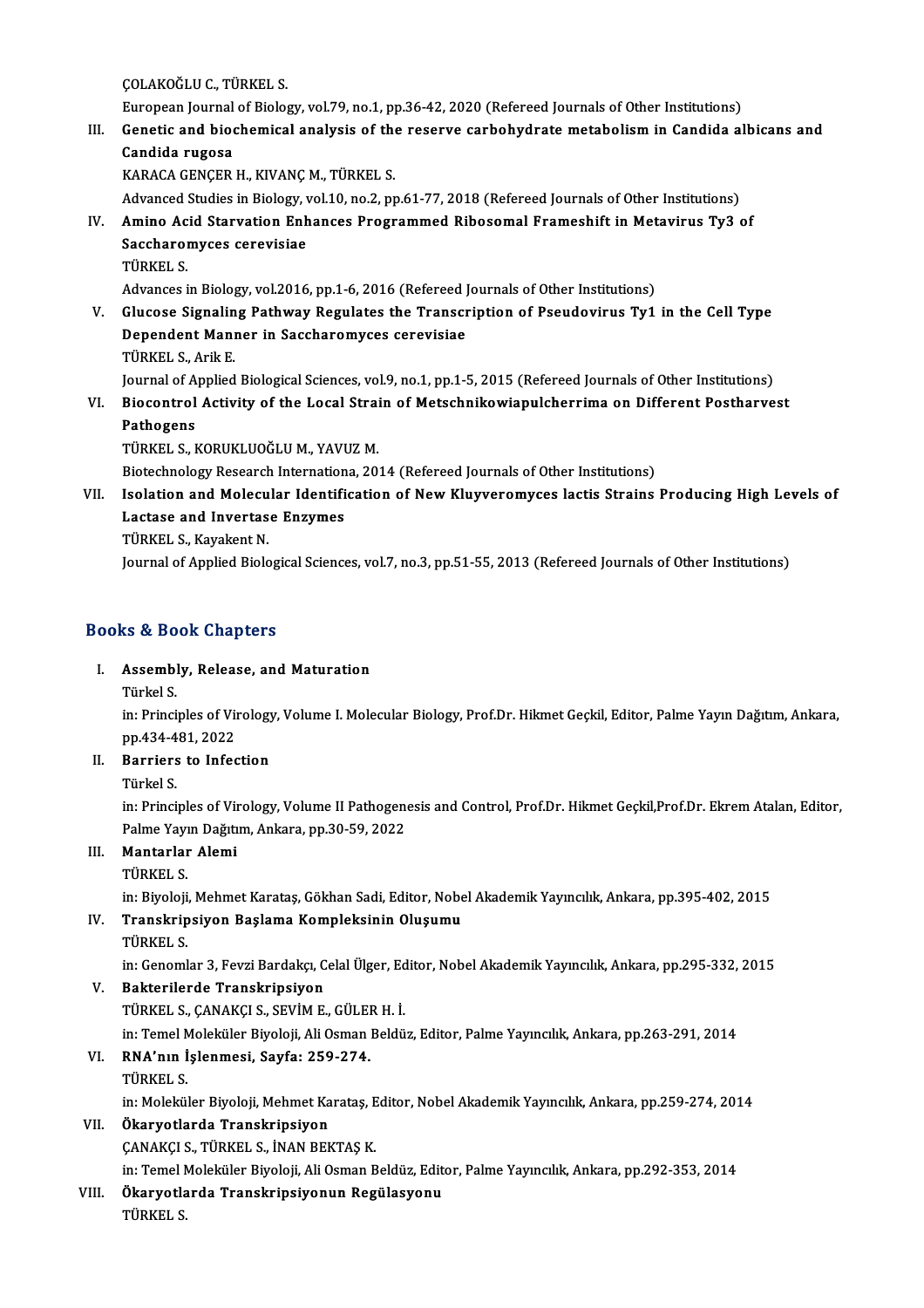ÇOLAKOĞLU C., TÜRKEL S.

European Journal of Biology, vol.79, no.1, pp.36-42, 2020 (Refereed Journals of Other Institutions)

III. **Genetic and biochemical analysis of the reserve carbohydrate metabolism in Candida albicans and Candida rugosa**
KARACA GENÇER H., KIVANÇ M., TÜRKEL S.
Advanced Studies in Biology, vol.10, no.2, pp.61-77, 2018 (Refereed Journals of Other Institutions)

IV. **Amino Acid Starvation Enhances Programmed Ribosomal Frameshift in Metavirus Ty3 of Saccharomyces cerevisiae**
TÜRKEL S.
Advances in Biology, vol.2016, pp.1-6, 2016 (Refereed Journals of Other Institutions)

V. **Glucose Signaling Pathway Regulates the Transcription of Pseudovirus Ty1 in the Cell Type Dependent Manner in Saccharomyces cerevisiae**
TÜRKEL S., Arik E.
Journal of Applied Biological Sciences, vol.9, no.1, pp.1-5, 2015 (Refereed Journals of Other Institutions)

VI. **Biocontrol Activity of the Local Strain of Metschnikowiapulcherrima on Different Postharvest Pathogens**
TÜRKEL S., KORUKLUOĞLU M., YAVUZ M.
Biotechnology Research Internationa, 2014 (Refereed Journals of Other Institutions)

VII. **Isolation and Molecular Identification of New Kluyveromyces lactis Strains Producing High Levels of Lactase and Invertase Enzymes**
TÜRKEL S., Kayakent N.
Journal of Applied Biological Sciences, vol.7, no.3, pp.51-55, 2013 (Refereed Journals of Other Institutions)

## Books & Book Chapters

I. **Assembly, Release, and Maturation**
Türkel S.
in: Principles of Virology, Volume I. Molecular Biology, Prof.Dr. Hikmet Geçkil, Editor, Palme Yayın Dağıtım, Ankara, pp.434-481, 2022

II. **Barriers to Infection**
Türkel S.
in: Principles of Virology, Volume II Pathogenesis and Control, Prof.Dr. Hikmet Geçkil,Prof.Dr. Ekrem Atalan, Editor, Palme Yayın Dağıtım, Ankara, pp.30-59, 2022

III. **Mantarlar Alemi**
TÜRKEL S.
in: Biyoloji, Mehmet Karataş, Gökhan Sadi, Editor, Nobel Akademik Yayıncılık, Ankara, pp.395-402, 2015

IV. **Transkripsiyon Başlama Kompleksinin Oluşumu**
TÜRKEL S.
in: Genomlar 3, Fevzi Bardakçı, Celal Ülger, Editor, Nobel Akademik Yayıncılık, Ankara, pp.295-332, 2015

V. **Bakterilerde Transkripsiyon**
TÜRKEL S., ÇANAKÇI S., SEVİM E., GÜLER H. İ.
in: Temel Moleküler Biyoloji, Ali Osman Beldüz, Editor, Palme Yayıncılık, Ankara, pp.263-291, 2014

VI. **RNA'nın İşlenmesi, Sayfa: 259-274.**
TÜRKEL S.
in: Moleküler Biyoloji, Mehmet Karataş, Editor, Nobel Akademik Yayıncılık, Ankara, pp.259-274, 2014

VII. **Ökaryotlarda Transkripsiyon**
ÇANAKÇI S., TÜRKEL S., İNAN BEKTAŞ K.
in: Temel Moleküler Biyoloji, Ali Osman Beldüz, Editor, Palme Yayıncılık, Ankara, pp.292-353, 2014

VIII. **Ökaryotlarda Transkripsiyonun Regülasyonu**
TÜRKEL S.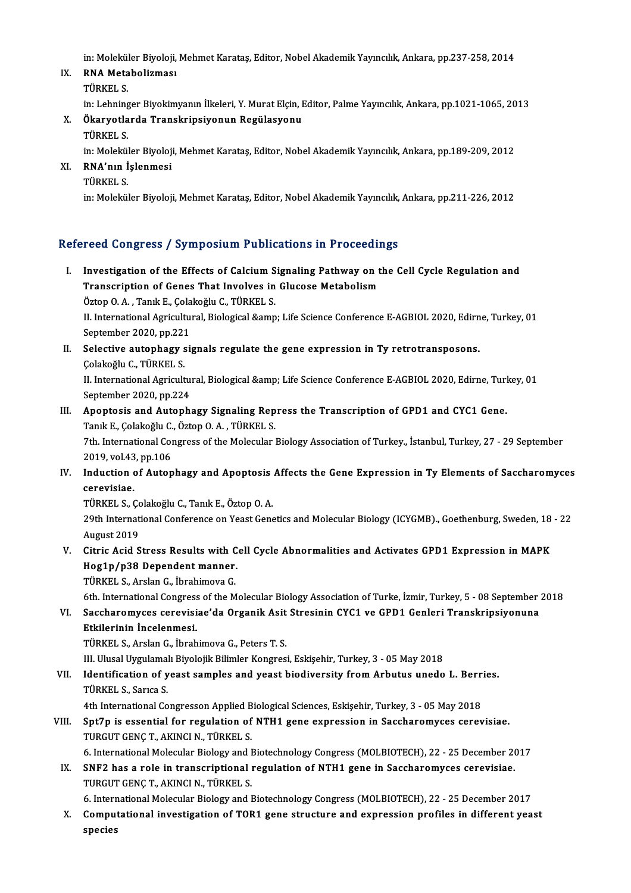in: Moleküler Biyoloji, Mehmet Karataş, Editor, Nobel Akademik Yayıncılık, Ankara, pp.237-258, 2014

IX. **RNA Metabolizması**
TÜRKEL S.
in: Lehninger Biyokimyanın İlkeleri, Y. Murat Elçin, Editor, Palme Yayıncılık, Ankara, pp.1021-1065, 2013

X. **Ökaryotlarda Transkripsiyonun Regülasyonu**
TÜRKEL S.
in: Moleküler Biyoloji, Mehmet Karataş, Editor, Nobel Akademik Yayıncılık, Ankara, pp.189-209, 2012

XI. **RNA'nın İşlenmesi**
TÜRKEL S.
in: Moleküler Biyoloji, Mehmet Karataş, Editor, Nobel Akademik Yayıncılık, Ankara, pp.211-226, 2012

## Refereed Congress / Symposium Publications in Proceedings

I. **Investigation of the Effects of Calcium Signaling Pathway on the Cell Cycle Regulation and Transcription of Genes That Involves in Glucose Metabolism**
Öztop O. A. , Tanık E., Çolakoğlu C., TÜRKEL S.
II. International Agricultural, Biological &amp; Life Science Conference E-AGBIOL 2020, Edirne, Turkey, 01 September 2020, pp.221

II. **Selective autophagy signals regulate the gene expression in Ty retrotransposons.**
Çolakoğlu C., TÜRKEL S.
II. International Agricultural, Biological &amp; Life Science Conference E-AGBIOL 2020, Edirne, Turkey, 01 September 2020, pp.224

III. **Apoptosis and Autophagy Signaling Repress the Transcription of GPD1 and CYC1 Gene.**
Tanık E., Çolakoğlu C., Öztop O. A. , TÜRKEL S.
7th. International Congress of the Molecular Biology Association of Turkey., İstanbul, Turkey, 27 - 29 September 2019, vol.43, pp.106

IV. **Induction of Autophagy and Apoptosis Affects the Gene Expression in Ty Elements of Saccharomyces cerevisiae.**
TÜRKEL S., Çolakoğlu C., Tanık E., Öztop O. A.
29th International Conference on Yeast Genetics and Molecular Biology (ICYGMB)., Goethenburg, Sweden, 18 - 22 August 2019

V. **Citric Acid Stress Results with Cell Cycle Abnormalities and Activates GPD1 Expression in MAPK Hog1p/p38 Dependent manner.**
TÜRKEL S., Arslan G., İbrahimova G.
6th. International Congress of the Molecular Biology Association of Turke, İzmir, Turkey, 5 - 08 September 2018

VI. **Saccharomyces cerevisiae'da Organik Asit Stresinin CYC1 ve GPD1 Genleri Transkripsiyonuna Etkilerinin İncelenmesi.**
TÜRKEL S., Arslan G., İbrahimova G., Peters T. S.
III. Ulusal Uygulamalı Biyolojik Bilimler Kongresi, Eskişehir, Turkey, 3 - 05 May 2018

VII. **Identification of yeast samples and yeast biodiversity from Arbutus unedo L. Berries.**
TÜRKEL S., Sarıca S.
4th International Congresson Applied Biological Sciences, Eskişehir, Turkey, 3 - 05 May 2018

VIII. **Spt7p is essential for regulation of NTH1 gene expression in Saccharomyces cerevisiae.**
TURGUT GENÇ T., AKINCI N., TÜRKEL S.
6. International Molecular Biology and Biotechnology Congress (MOLBIOTECH), 22 - 25 December 2017

IX. **SNF2 has a role in transcriptional regulation of NTH1 gene in Saccharomyces cerevisiae.**
TURGUT GENÇ T., AKINCI N., TÜRKEL S.
6. International Molecular Biology and Biotechnology Congress (MOLBIOTECH), 22 - 25 December 2017

X. **Computational investigation of TOR1 gene structure and expression profiles in different yeast species**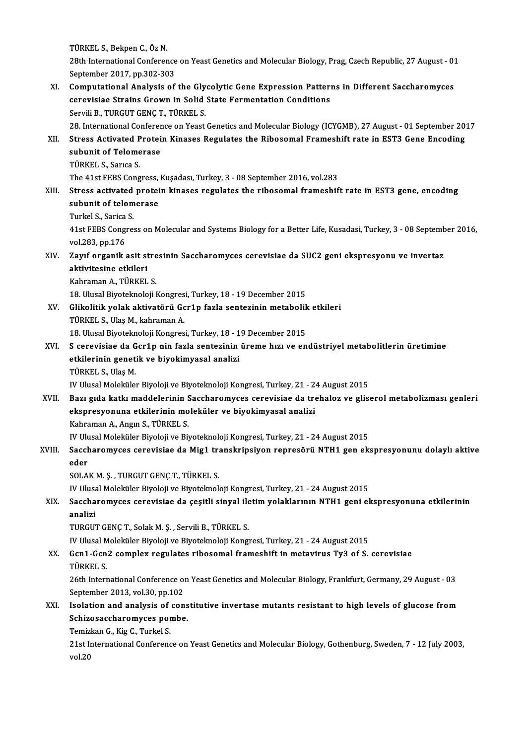TÜRKEL S., Bekpen C., Öz N.
28th International Conference on Yeast Genetics and Molecular Biology, Prag, Czech Republic, 27 August - 01 September 2017, pp.302-303

XI. **Computational Analysis of the Glycolytic Gene Expression Patterns in Different Saccharomyces cerevisiae Strains Grown in Solid State Fermentation Conditions**
Servili B., TURGUT GENÇ T., TÜRKEL S.
28. International Conference on Yeast Genetics and Molecular Biology (ICYGMB), 27 August - 01 September 2017

XII. **Stress Activated Protein Kinases Regulates the Ribosomal Frameshift rate in EST3 Gene Encoding subunit of Telomerase**
TÜRKEL S., Sarıca S.
The 41st FEBS Congress, Kuşadası, Turkey, 3 - 08 September 2016, vol.283

XIII. **Stress activated protein kinases regulates the ribosomal frameshift rate in EST3 gene, encoding subunit of telomerase**
Turkel S., Sarica S.
41st FEBS Congress on Molecular and Systems Biology for a Better Life, Kusadasi, Turkey, 3 - 08 September 2016, vol.283, pp.176

XIV. **Zayıf organik asit stresinin Saccharomyces cerevisiae da SUC2 geni ekspresyonu ve invertaz aktivitesine etkileri**
Kahraman A., TÜRKEL S.
18. Ulusal Biyoteknoloji Kongresi, Turkey, 18 - 19 December 2015

XV. **Glikolitik yolak aktivatörü Gcr1p fazla sentezinin metabolik etkileri**
TÜRKEL S., Ulaş M., kahraman A.
18. Ulusal Biyoteknoloji Kongresi, Turkey, 18 - 19 December 2015

XVI. **S cerevisiae da Gcr1p nin fazla sentezinin üreme hızı ve endüstriyel metabolitlerin üretimine etkilerinin genetik ve biyokimyasal analizi**
TÜRKEL S., Ulaş M.
IV Ulusal Moleküler Biyoloji ve Biyoteknoloji Kongresi, Turkey, 21 - 24 August 2015

XVII. **Bazı gıda katkı maddelerinin Saccharomyces cerevisiae da trehaloz ve gliserol metabolizması genleri ekspresyonuna etkilerinin moleküler ve biyokimyasal analizi**
Kahraman A., Angın S., TÜRKEL S.
IV Ulusal Moleküler Biyoloji ve Biyoteknoloji Kongresi, Turkey, 21 - 24 August 2015

XVIII. **Saccharomyces cerevisiae da Mig1 transkripsiyon represörü NTH1 gen ekspresyonunu dolaylı aktive eder**
SOLAK M. Ş. , TURGUT GENÇ T., TÜRKEL S.
IV Ulusal Moleküler Biyoloji ve Biyoteknoloji Kongresi, Turkey, 21 - 24 August 2015

XIX. **Saccharomyces cerevisiae da çeşitli sinyal iletim yolaklarının NTH1 geni ekspresyonuna etkilerinin analizi**
TURGUT GENÇ T., Solak M. Ş. , Servili B., TÜRKEL S.
IV Ulusal Moleküler Biyoloji ve Biyoteknoloji Kongresi, Turkey, 21 - 24 August 2015

XX. **Gcn1-Gcn2 complex regulates ribosomal frameshift in metavirus Ty3 of S. cerevisiae**
TÜRKEL S.
26th International Conference on Yeast Genetics and Molecular Biology, Frankfurt, Germany, 29 August - 03 September 2013, vol.30, pp.102

XXI. **Isolation and analysis of constitutive invertase mutants resistant to high levels of glucose from Schizosaccharomyces pombe.**
Temizkan G., Kig C., Turkel S.
21st International Conference on Yeast Genetics and Molecular Biology, Gothenburg, Sweden, 7 - 12 July 2003, vol.20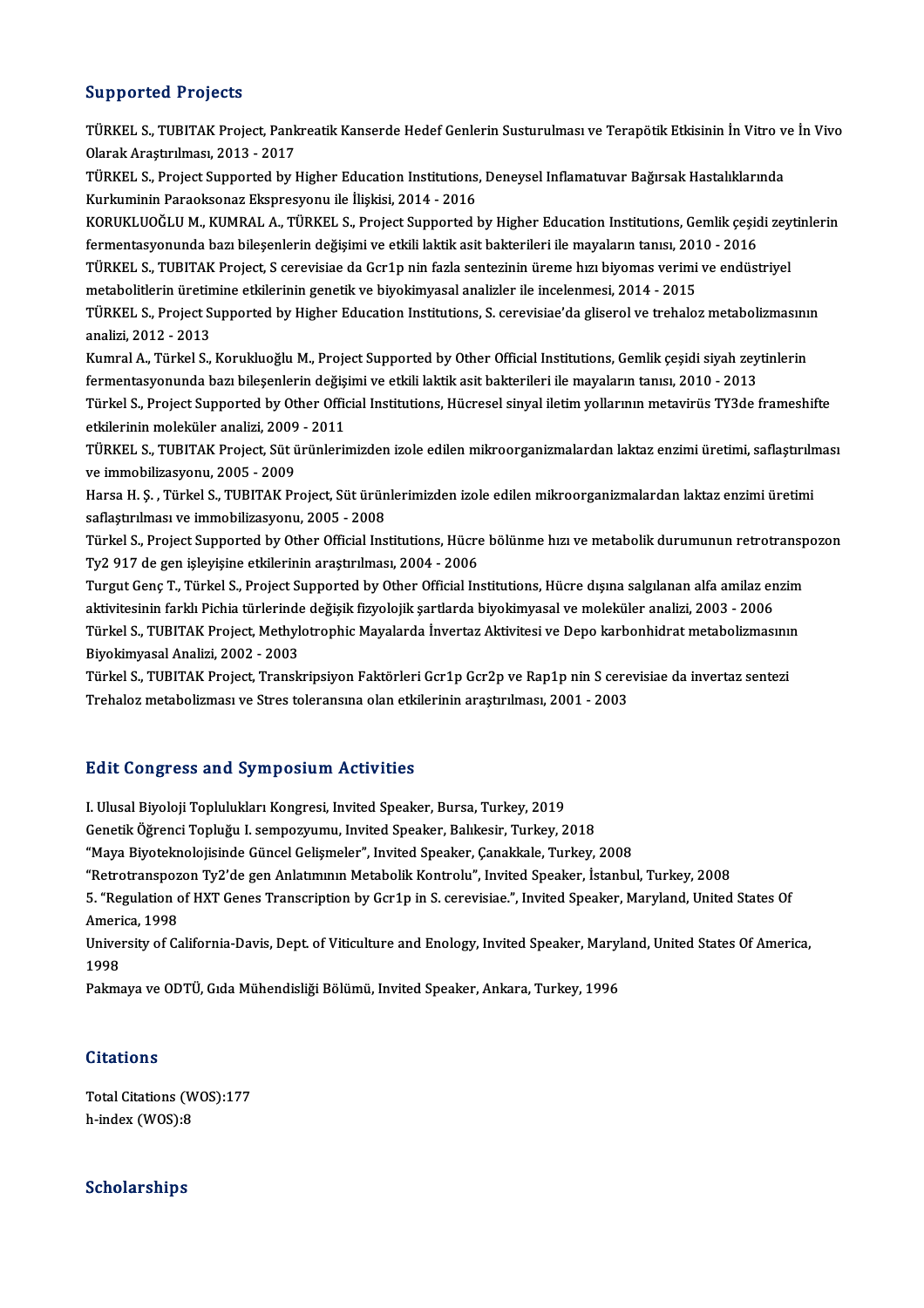## Supported Projects

TÜRKEL S., TUBITAK Project, Pankreatik Kanserde Hedef Genlerin Susturulması ve Terapötik Etkisinin İn Vitro ve İn Vivo Olarak Araştırılması, 2013 - 2017

TÜRKEL S., Project Supported by Higher Education Institutions, Deneysel Inflamatuvar Bağırsak Hastalıklarında Kurkuminin Paraoksonaz Ekspresyonu ile İlişkisi, 2014 - 2016

KORUKLUOĞLU M., KUMRAL A., TÜRKEL S., Project Supported by Higher Education Institutions, Gemlik çeşidi zeytinlerin fermentasyonunda bazı bileşenlerin değişimi ve etkili laktik asit bakterileri ile mayaların tanısı, 2010 - 2016

TÜRKEL S., TUBITAK Project, S cerevisiae da Gcr1p nin fazla sentezinin üreme hızı biyomas verimi ve endüstriyel metabolitlerin üretimine etkilerinin genetik ve biyokimyasal analizler ile incelenmesi, 2014 - 2015

TÜRKEL S., Project Supported by Higher Education Institutions, S. cerevisiae'da gliserol ve trehaloz metabolizmasının analizi, 2012 - 2013

Kumral A., Türkel S., Korukluoğlu M., Project Supported by Other Official Institutions, Gemlik çeşidi siyah zeytinlerin fermentasyonunda bazı bileşenlerin değişimi ve etkili laktik asit bakterileri ile mayaların tanısı, 2010 - 2013

Türkel S., Project Supported by Other Official Institutions, Hücresel sinyal iletim yollarının metavirüs TY3de frameshifte etkilerinin moleküler analizi, 2009 - 2011

TÜRKEL S., TUBITAK Project, Süt ürünlerimizden izole edilen mikroorganizmalardan laktaz enzimi üretimi, saflaştırılması ve immobilizasyonu, 2005 - 2009

Harsa H. Ş. , Türkel S., TUBITAK Project, Süt ürünlerimizden izole edilen mikroorganizmalardan laktaz enzimi üretimi saflaştırılması ve immobilizasyonu, 2005 - 2008

Türkel S., Project Supported by Other Official Institutions, Hücre bölünme hızı ve metabolik durumunun retrotranspozon Ty2 917 de gen işleyişine etkilerinin araştırılması, 2004 - 2006

Turgut Genç T., Türkel S., Project Supported by Other Official Institutions, Hücre dışına salgılanan alfa amilaz enzim aktivitesinin farklı Pichia türlerinde değişik fizyolojik şartlarda biyokimyasal ve moleküler analizi, 2003 - 2006

Türkel S., TUBITAK Project, Methylotrophic Mayalarda İnvertaz Aktivitesi ve Depo karbonhidrat metabolizmasının Biyokimyasal Analizi, 2002 - 2003

Türkel S., TUBITAK Project, Transkripsiyon Faktörleri Gcr1p Gcr2p ve Rap1p nin S cerevisiae da invertaz sentezi Trehaloz metabolizması ve Stres toleransına olan etkilerinin araştırılması, 2001 - 2003

## Edit Congress and Symposium Activities

I. Ulusal Biyoloji Toplulukları Kongresi, Invited Speaker, Bursa, Turkey, 2019

Genetik Öğrenci Topluğu I. sempozyumu, Invited Speaker, Balıkesir, Turkey, 2018

"Maya Biyoteknolojisinde Güncel Gelişmeler", Invited Speaker, Çanakkale, Turkey, 2008

"Retrotranspozon Ty2'de gen Anlatımının Metabolik Kontrolu", Invited Speaker, İstanbul, Turkey, 2008

5. "Regulation of HXT Genes Transcription by Gcr1p in S. cerevisiae.", Invited Speaker, Maryland, United States Of America, 1998

University of California-Davis, Dept. of Viticulture and Enology, Invited Speaker, Maryland, United States Of America, 1998

Pakmaya ve ODTÜ, Gıda Mühendisliği Bölümü, Invited Speaker, Ankara, Turkey, 1996

## Citations

Total Citations (WOS):177
h-index (WOS):8

## Scholarships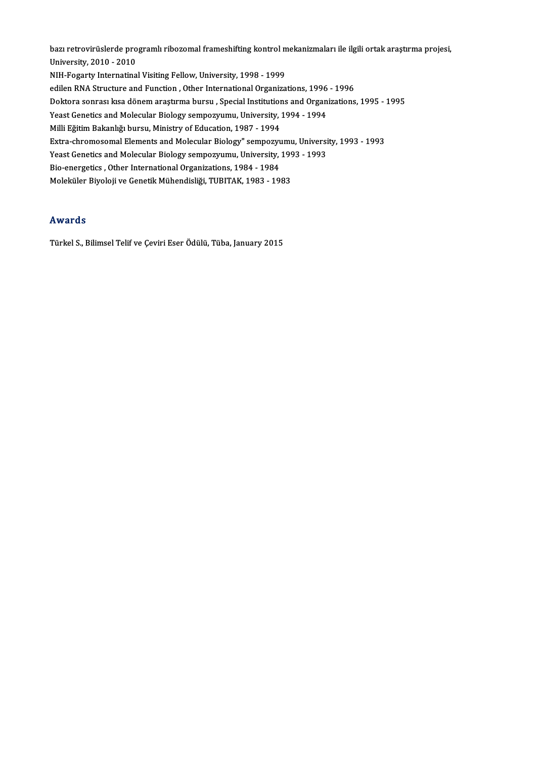bazı retrovirüslerde programlı ribozomal frameshifting kontrol mekanizmaları ile ilgili ortak araştırma projesi, University, 2010 - 2010

NIH-Fogarty Internatinal Visiting Fellow, University, 1998 - 1999

edilen RNA Structure and Function , Other International Organizations, 1996 - 1996

Doktora sonrası kısa dönem araştırma bursu , Special Institutions and Organizations, 1995 - 1995

Yeast Genetics and Molecular Biology sempozyumu, University, 1994 - 1994

Milli Eğitim Bakanlığı bursu, Ministry of Education, 1987 - 1994

Extra-chromosomal Elements and Molecular Biology" sempozyumu, University, 1993 - 1993

Yeast Genetics and Molecular Biology sempozyumu, University, 1993 - 1993

Bio-energetics , Other International Organizations, 1984 - 1984

Moleküler Biyoloji ve Genetik Mühendisliği, TUBITAK, 1983 - 1983

## Awards

Türkel S., Bilimsel Telif ve Çeviri Eser Ödülü, Tüba, January 2015